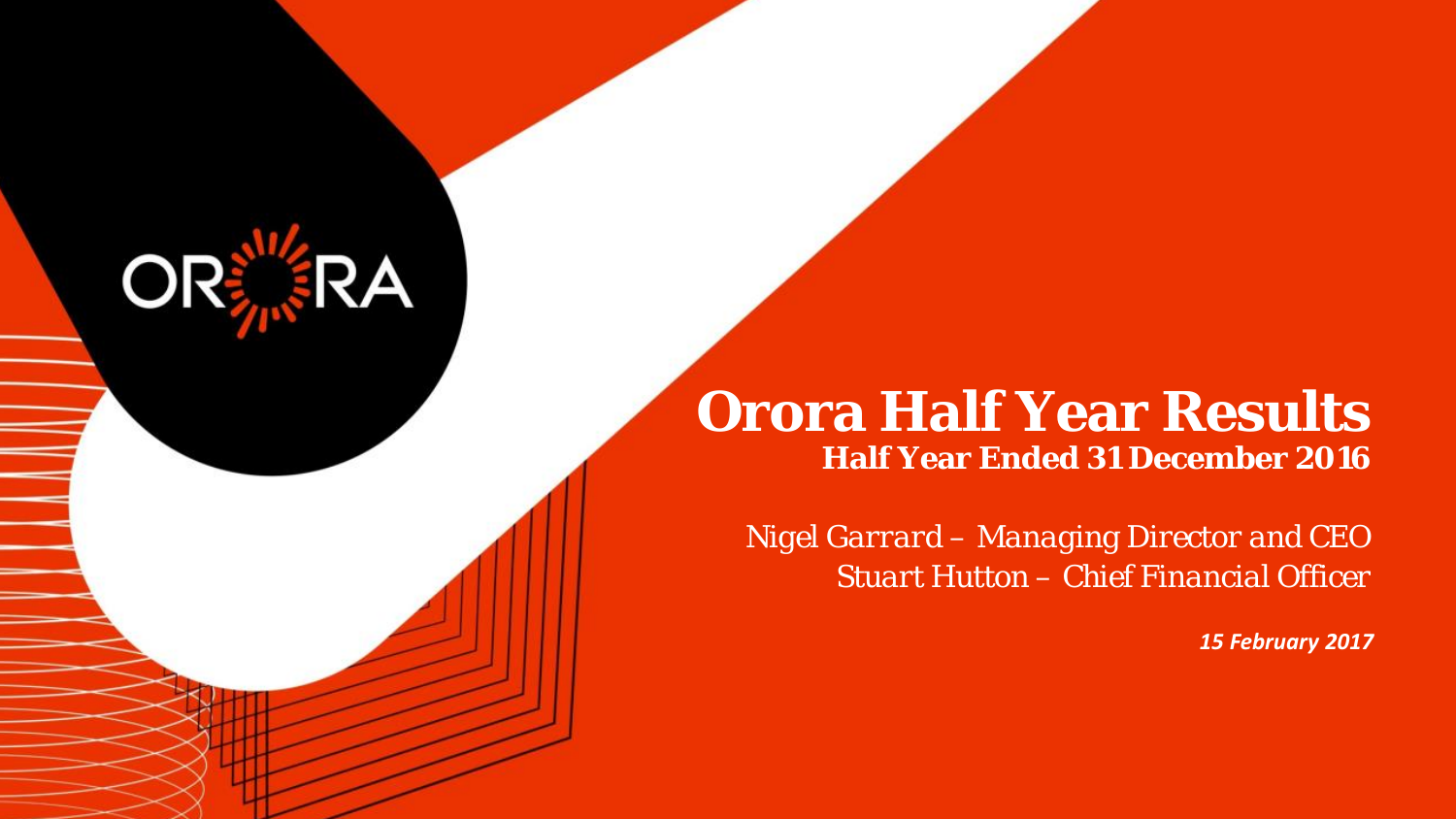# Orora Half Year Results

## Half Year Ended 31 December 2016

*Nigel Garrard – Managing Director and CEO*
*Stuart Hutton – Chief Financial Officer*

***15 February 2017***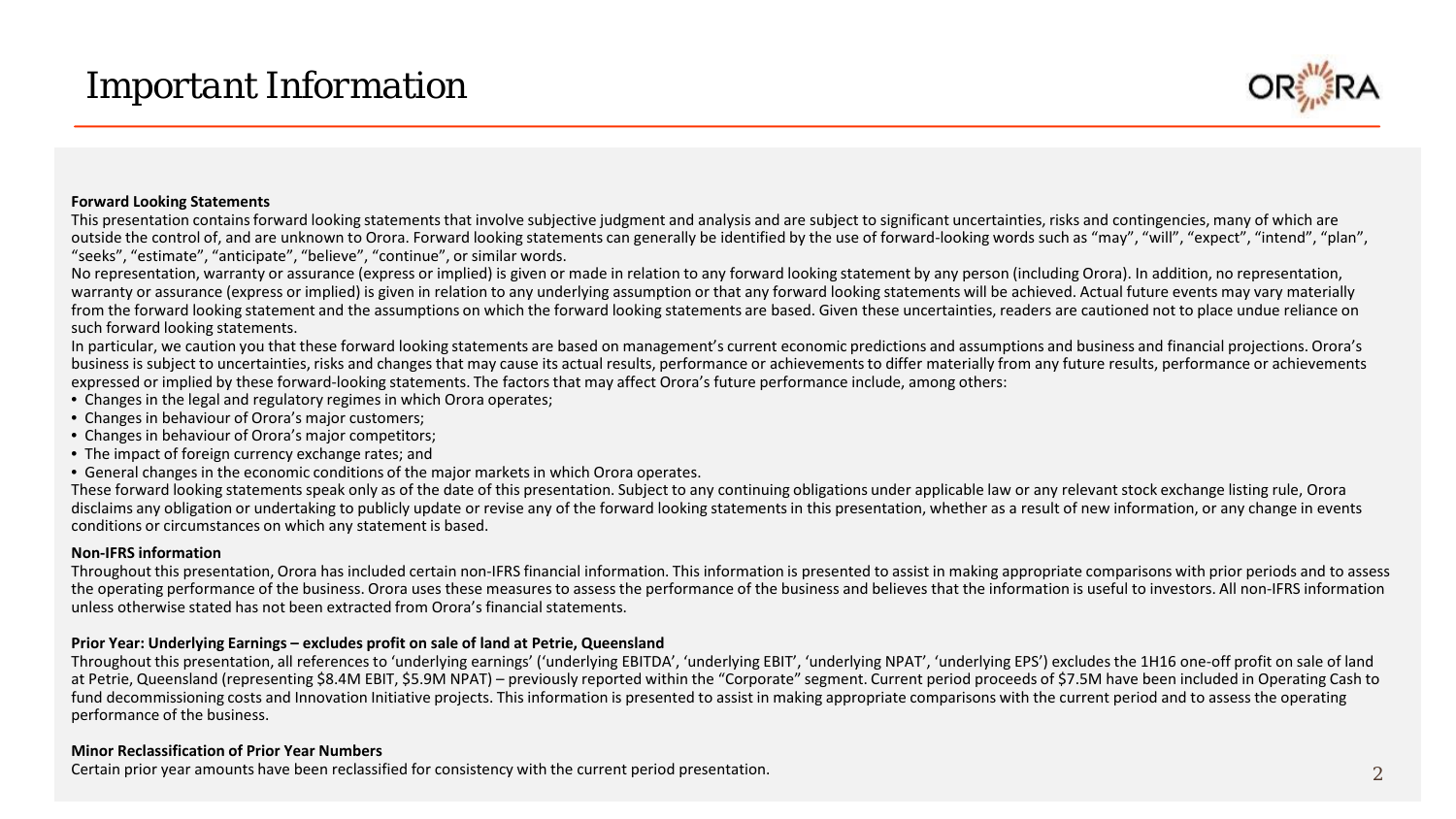# Important Information

**Forward Looking Statements**

This presentation contains forward looking statements that involve subjective judgment and analysis and are subject to significant uncertainties, risks and contingencies, many of which are outside the control of, and are unknown to Orora. Forward looking statements can generally be identified by the use of forward-looking words such as "may", "will", "expect", "intend", "plan", "seeks", "estimate", "anticipate", "believe", "continue", or similar words.

No representation, warranty or assurance (express or implied) is given or made in relation to any forward looking statement by any person (including Orora). In addition, no representation, warranty or assurance (express or implied) is given in relation to any underlying assumption or that any forward looking statements will be achieved. Actual future events may vary materially from the forward looking statement and the assumptions on which the forward looking statements are based. Given these uncertainties, readers are cautioned not to place undue reliance on such forward looking statements.

In particular, we caution you that these forward looking statements are based on management's current economic predictions and assumptions and business and financial projections. Orora's business is subject to uncertainties, risks and changes that may cause its actual results, performance or achievements to differ materially from any future results, performance or achievements expressed or implied by these forward-looking statements. The factors that may affect Orora's future performance include, among others:

- Changes in the legal and regulatory regimes in which Orora operates;
- Changes in behaviour of Orora's major customers;
- Changes in behaviour of Orora's major competitors;
- The impact of foreign currency exchange rates; and
- General changes in the economic conditions of the major markets in which Orora operates.

These forward looking statements speak only as of the date of this presentation. Subject to any continuing obligations under applicable law or any relevant stock exchange listing rule, Orora disclaims any obligation or undertaking to publicly update or revise any of the forward looking statements in this presentation, whether as a result of new information, or any change in events conditions or circumstances on which any statement is based.

**Non-IFRS information**

Throughout this presentation, Orora has included certain non-IFRS financial information. This information is presented to assist in making appropriate comparisons with prior periods and to assess the operating performance of the business. Orora uses these measures to assess the performance of the business and believes that the information is useful to investors. All non-IFRS information unless otherwise stated has not been extracted from Orora's financial statements.

**Prior Year: Underlying Earnings – excludes profit on sale of land at Petrie, Queensland**

Throughout this presentation, all references to 'underlying earnings' ('underlying EBITDA', 'underlying EBIT', 'underlying NPAT', 'underlying EPS') excludes the 1H16 one-off profit on sale of land at Petrie, Queensland (representing $8.4M EBIT, $5.9M NPAT) – previously reported within the "Corporate" segment. Current period proceeds of $7.5M have been included in Operating Cash to fund decommissioning costs and Innovation Initiative projects. This information is presented to assist in making appropriate comparisons with the current period and to assess the operating performance of the business.

**Minor Reclassification of Prior Year Numbers**

Certain prior year amounts have been reclassified for consistency with the current period presentation.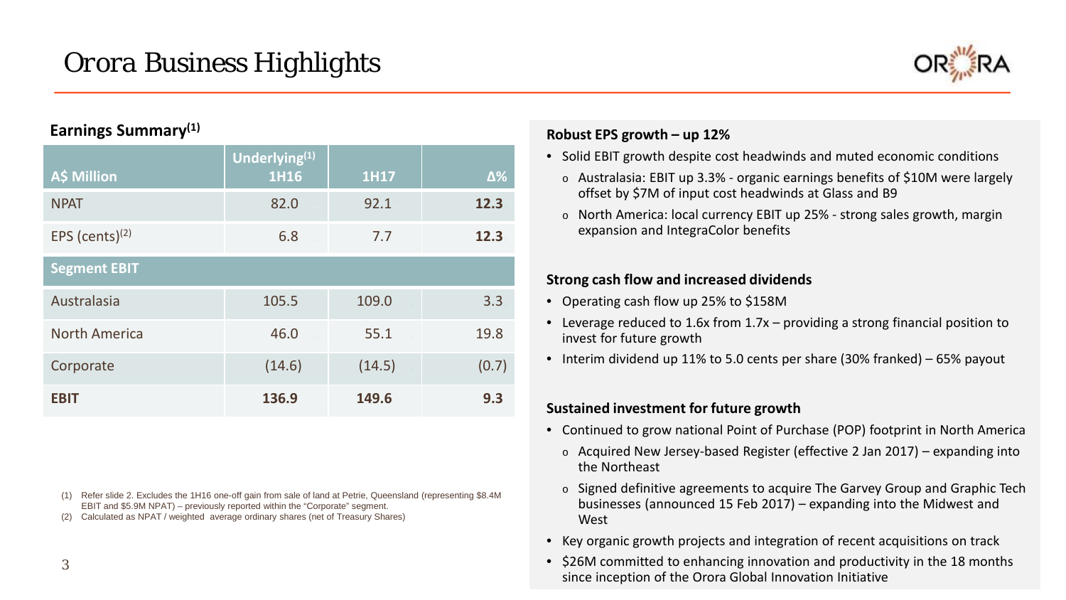# Orora Business Highlights

## Earnings Summary[1]

| A$ Million | Underlying[1] 1H16 | 1H17 | Δ% |
|---|---|---|---|
| NPAT | 82.0 | 92.1 | **12.3** |
| EPS (cents)[2] | 6.8 | 7.7 | **12.3** |
| **Segment EBIT** | | | |
| Australasia | 105.5 | 109.0 | 3.3 |
| North America | 46.0 | 55.1 | 19.8 |
| Corporate | (14.6) | (14.5) | (0.7) |
| **EBIT** | **136.9** | **149.6** | **9.3** |

(1) Refer slide 2. Excludes the 1H16 one-off gain from sale of land at Petrie, Queensland (representing $8.4M EBIT and $5.9M NPAT) – previously reported within the "Corporate" segment.

(2) Calculated as NPAT / weighted average ordinary shares (net of Treasury Shares)

**Robust EPS growth – up 12%**

- Solid EBIT growth despite cost headwinds and muted economic conditions
  - Australasia: EBIT up 3.3% - organic earnings benefits of $10M were largely offset by $7M of input cost headwinds at Glass and B9
  - North America: local currency EBIT up 25% - strong sales growth, margin expansion and IntegraColor benefits

**Strong cash flow and increased dividends**

- Operating cash flow up 25% to $158M
- Leverage reduced to 1.6x from 1.7x – providing a strong financial position to invest for future growth
- Interim dividend up 11% to 5.0 cents per share (30% franked) – 65% payout

**Sustained investment for future growth**

- Continued to grow national Point of Purchase (POP) footprint in North America
  - Acquired New Jersey-based Register (effective 2 Jan 2017) – expanding into the Northeast
  - Signed definitive agreements to acquire The Garvey Group and Graphic Tech businesses (announced 15 Feb 2017) – expanding into the Midwest and West
- Key organic growth projects and integration of recent acquisitions on track
- $26M committed to enhancing innovation and productivity in the 18 months since inception of the Orora Global Innovation Initiative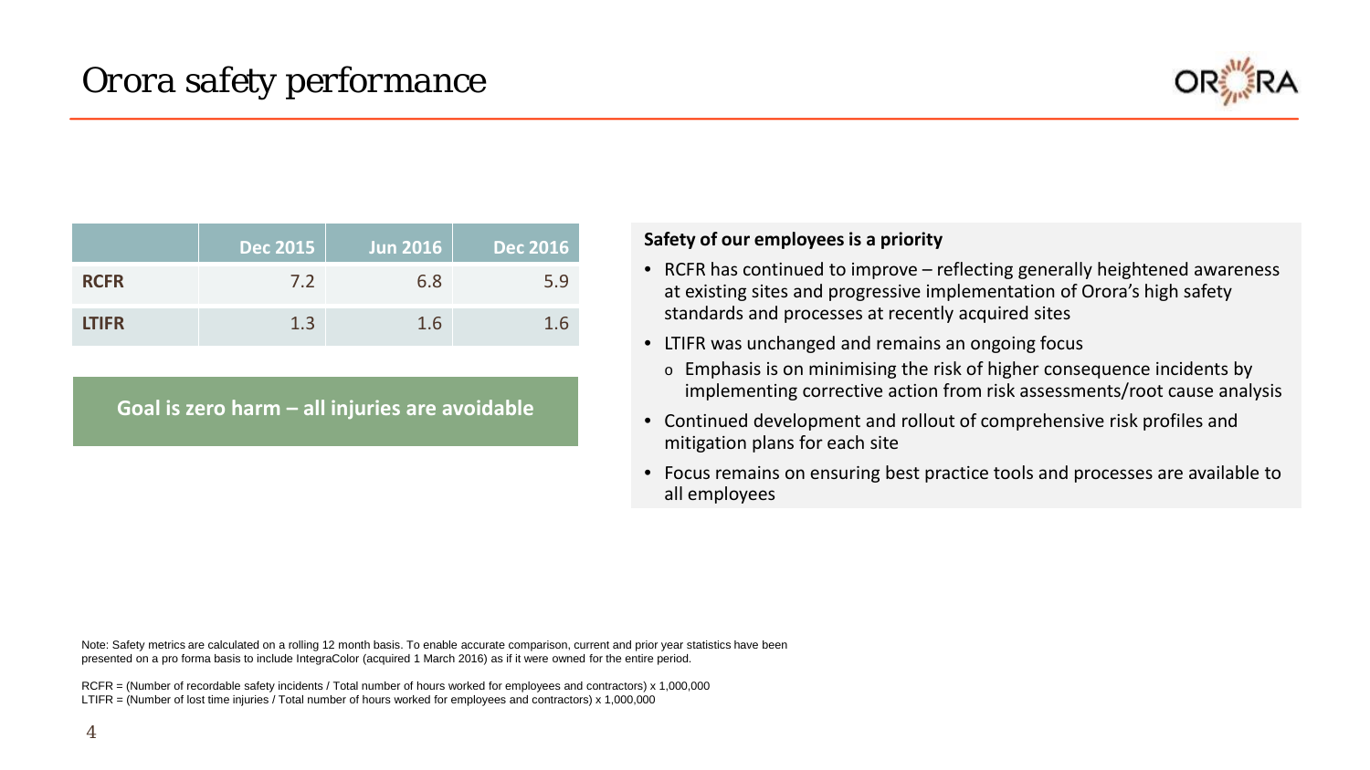# Orora safety performance

| | Dec 2015 | Jun 2016 | Dec 2016 |
|---|---|---|---|
| **RCFR** | 7.2 | 6.8 | 5.9 |
| **LTIFR** | 1.3 | 1.6 | 1.6 |

**Goal is zero harm – all injuries are avoidable**

**Safety of our employees is a priority**

- RCFR has continued to improve – reflecting generally heightened awareness at existing sites and progressive implementation of Orora's high safety standards and processes at recently acquired sites
- LTIFR was unchanged and remains an ongoing focus
  - Emphasis is on minimising the risk of higher consequence incidents by implementing corrective action from risk assessments/root cause analysis
- Continued development and rollout of comprehensive risk profiles and mitigation plans for each site
- Focus remains on ensuring best practice tools and processes are available to all employees

Note: Safety metrics are calculated on a rolling 12 month basis. To enable accurate comparison, current and prior year statistics have been presented on a pro forma basis to include IntegraColor (acquired 1 March 2016) as if it were owned for the entire period.

RCFR = (Number of recordable safety incidents / Total number of hours worked for employees and contractors) x 1,000,000
LTIFR = (Number of lost time injuries / Total number of hours worked for employees and contractors) x 1,000,000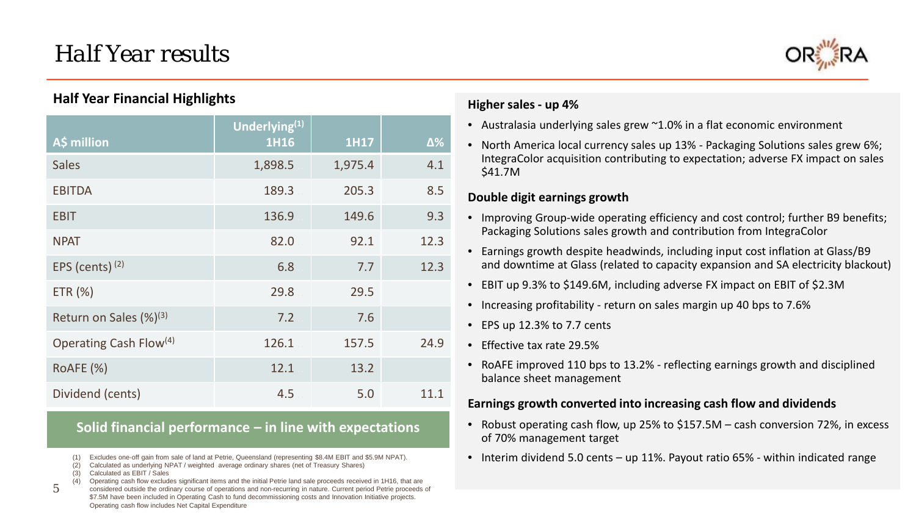# Half Year results

## Half Year Financial Highlights

| A$ million | Underlying[(1)] 1H16 | 1H17 | Δ% |
|---|---|---|---|
| Sales | 1,898.5 | 1,975.4 | 4.1 |
| EBITDA | 189.3 | 205.3 | 8.5 |
| EBIT | 136.9 | 149.6 | 9.3 |
| NPAT | 82.0 | 92.1 | 12.3 |
| EPS (cents) [(2)] | 6.8 | 7.7 | 12.3 |
| ETR (%) | 29.8 | 29.5 | |
| Return on Sales (%)[(3)] | 7.2 | 7.6 | |
| Operating Cash Flow[(4)] | 126.1 | 157.5 | 24.9 |
| RoAFE (%) | 12.1 | 13.2 | |
| Dividend (cents) | 4.5 | 5.0 | 11.1 |

**Solid financial performance – in line with expectations**

(1) Excludes one-off gain from sale of land at Petrie, Queensland (representing $8.4M EBIT and $5.9M NPAT).
(2) Calculated as underlying NPAT / weighted average ordinary shares (net of Treasury Shares)
(3) Calculated as EBIT / Sales
(4) Operating cash flow excludes significant items and the initial Petrie land sale proceeds received in 1H16, that are considered outside the ordinary course of operations and non-recurring in nature. Current period Petrie proceeds of $7.5M have been included in Operating Cash to fund decommissioning costs and Innovation Initiative projects. Operating cash flow includes Net Capital Expenditure

### Higher sales - up 4%

- Australasia underlying sales grew ~1.0% in a flat economic environment
- North America local currency sales up 13% - Packaging Solutions sales grew 6%; IntegraColor acquisition contributing to expectation; adverse FX impact on sales $41.7M

### Double digit earnings growth

- Improving Group-wide operating efficiency and cost control; further B9 benefits; Packaging Solutions sales growth and contribution from IntegraColor
- Earnings growth despite headwinds, including input cost inflation at Glass/B9 and downtime at Glass (related to capacity expansion and SA electricity blackout)
- EBIT up 9.3% to $149.6M, including adverse FX impact on EBIT of $2.3M
- Increasing profitability - return on sales margin up 40 bps to 7.6%
- EPS up 12.3% to 7.7 cents
- Effective tax rate 29.5%
- RoAFE improved 110 bps to 13.2% - reflecting earnings growth and disciplined balance sheet management

### Earnings growth converted into increasing cash flow and dividends

- Robust operating cash flow, up 25% to $157.5M – cash conversion 72%, in excess of 70% management target
- Interim dividend 5.0 cents – up 11%. Payout ratio 65% - within indicated range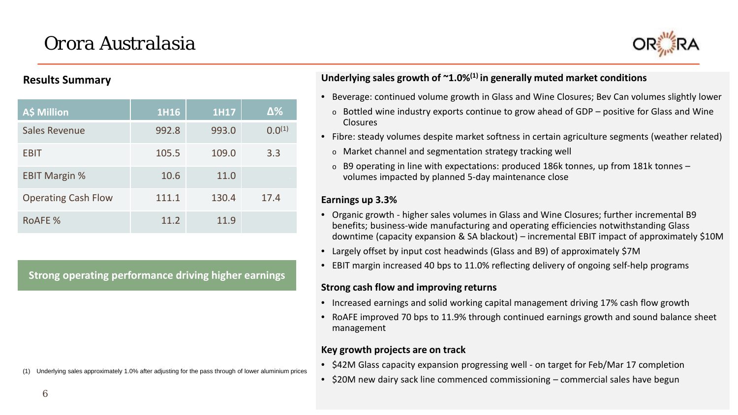# Orora Australasia

## Results Summary

| A$ Million | 1H16 | 1H17 | Δ% |
|---|---|---|---|
| Sales Revenue | 992.8 | 993.0 | 0.0[1] |
| EBIT | 105.5 | 109.0 | 3.3 |
| EBIT Margin % | 10.6 | 11.0 | |
| Operating Cash Flow | 111.1 | 130.4 | 17.4 |
| RoAFE % | 11.2 | 11.9 | |

**Strong operating performance driving higher earnings**

(1) Underlying sales approximately 1.0% after adjusting for the pass through of lower aluminium prices

**Underlying sales growth of ~1.0%[1] in generally muted market conditions**

- Beverage: continued volume growth in Glass and Wine Closures; Bev Can volumes slightly lower
  - Bottled wine industry exports continue to grow ahead of GDP – positive for Glass and Wine Closures
- Fibre: steady volumes despite market softness in certain agriculture segments (weather related)
  - Market channel and segmentation strategy tracking well
  - B9 operating in line with expectations: produced 186k tonnes, up from 181k tonnes – volumes impacted by planned 5-day maintenance close

**Earnings up 3.3%**

- Organic growth - higher sales volumes in Glass and Wine Closures; further incremental B9 benefits; business-wide manufacturing and operating efficiencies notwithstanding Glass downtime (capacity expansion & SA blackout) – incremental EBIT impact of approximately $10M
- Largely offset by input cost headwinds (Glass and B9) of approximately $7M
- EBIT margin increased 40 bps to 11.0% reflecting delivery of ongoing self-help programs

**Strong cash flow and improving returns**

- Increased earnings and solid working capital management driving 17% cash flow growth
- RoAFE improved 70 bps to 11.9% through continued earnings growth and sound balance sheet management

**Key growth projects are on track**

- $42M Glass capacity expansion progressing well - on target for Feb/Mar 17 completion
- $20M new dairy sack line commenced commissioning – commercial sales have begun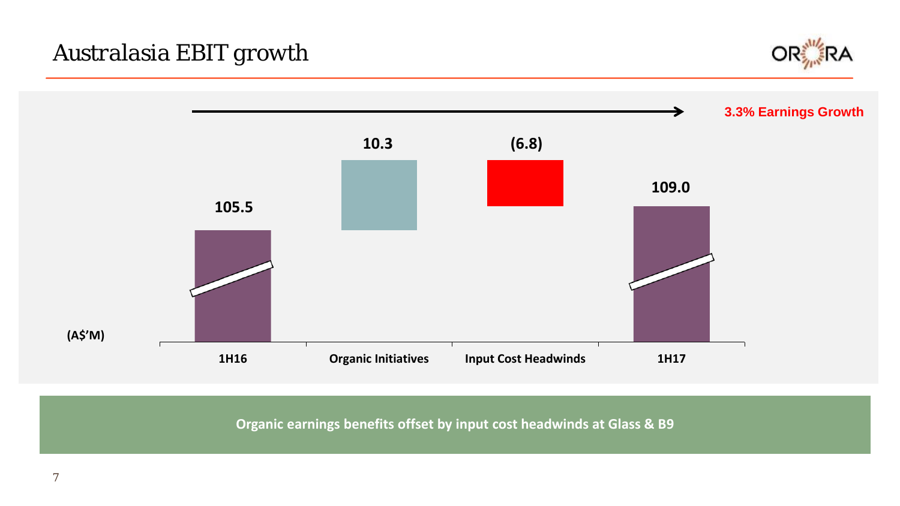# Australasia EBIT growth

3.3% Earnings Growth

(A$'M)

| 1H16 | Organic Initiatives | Input Cost Headwinds | 1H17 |
|---|---|---|---|
| 105.5 | 10.3 | (6.8) | 109.0 |

**Organic earnings benefits offset by input cost headwinds at Glass & B9**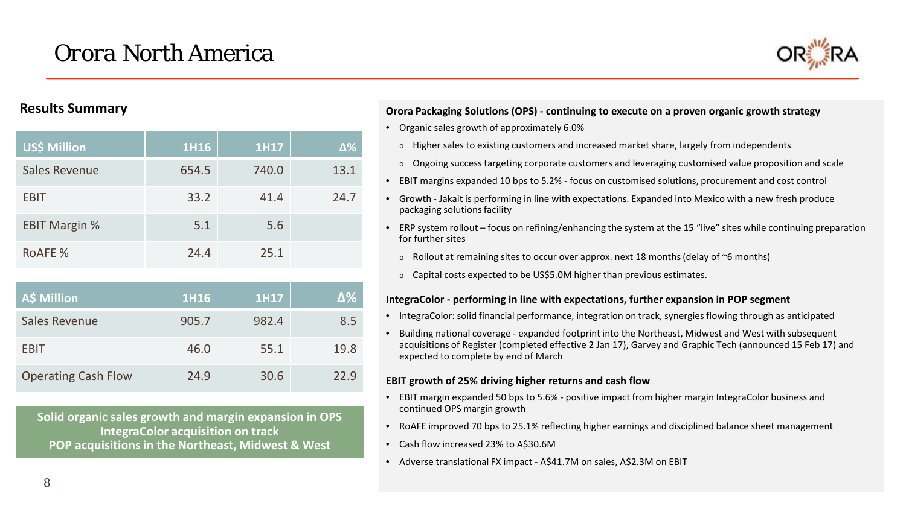# Orora North America

## Results Summary

| US$ Million | 1H16 | 1H17 | Δ% |
|---|---|---|---|
| Sales Revenue | 654.5 | 740.0 | 13.1 |
| EBIT | 33.2 | 41.4 | 24.7 |
| EBIT Margin % | 5.1 | 5.6 | |
| RoAFE % | 24.4 | 25.1 | |

| A$ Million | 1H16 | 1H17 | Δ% |
|---|---|---|---|
| Sales Revenue | 905.7 | 982.4 | 8.5 |
| EBIT | 46.0 | 55.1 | 19.8 |
| Operating Cash Flow | 24.9 | 30.6 | 22.9 |

**Solid organic sales growth and margin expansion in OPS**
**IntegraColor acquisition on track**
**POP acquisitions in the Northeast, Midwest & West**

### Orora Packaging Solutions (OPS) - continuing to execute on a proven organic growth strategy

- Organic sales growth of approximately 6.0%
  - Higher sales to existing customers and increased market share, largely from independents
  - Ongoing success targeting corporate customers and leveraging customised value proposition and scale
- EBIT margins expanded 10 bps to 5.2% - focus on customised solutions, procurement and cost control
- Growth - Jakait is performing in line with expectations. Expanded into Mexico with a new fresh produce packaging solutions facility
- ERP system rollout – focus on refining/enhancing the system at the 15 "live" sites while continuing preparation for further sites
  - Rollout at remaining sites to occur over approx. next 18 months (delay of ~6 months)
  - Capital costs expected to be US$5.0M higher than previous estimates.

### IntegraColor - performing in line with expectations, further expansion in POP segment

- IntegraColor: solid financial performance, integration on track, synergies flowing through as anticipated
- Building national coverage - expanded footprint into the Northeast, Midwest and West with subsequent acquisitions of Register (completed effective 2 Jan 17), Garvey and Graphic Tech (announced 15 Feb 17) and expected to complete by end of March

### EBIT growth of 25% driving higher returns and cash flow

- EBIT margin expanded 50 bps to 5.6% - positive impact from higher margin IntegraColor business and continued OPS margin growth
- RoAFE improved 70 bps to 25.1% reflecting higher earnings and disciplined balance sheet management
- Cash flow increased 23% to A$30.6M
- Adverse translational FX impact - A$41.7M on sales, A$2.3M on EBIT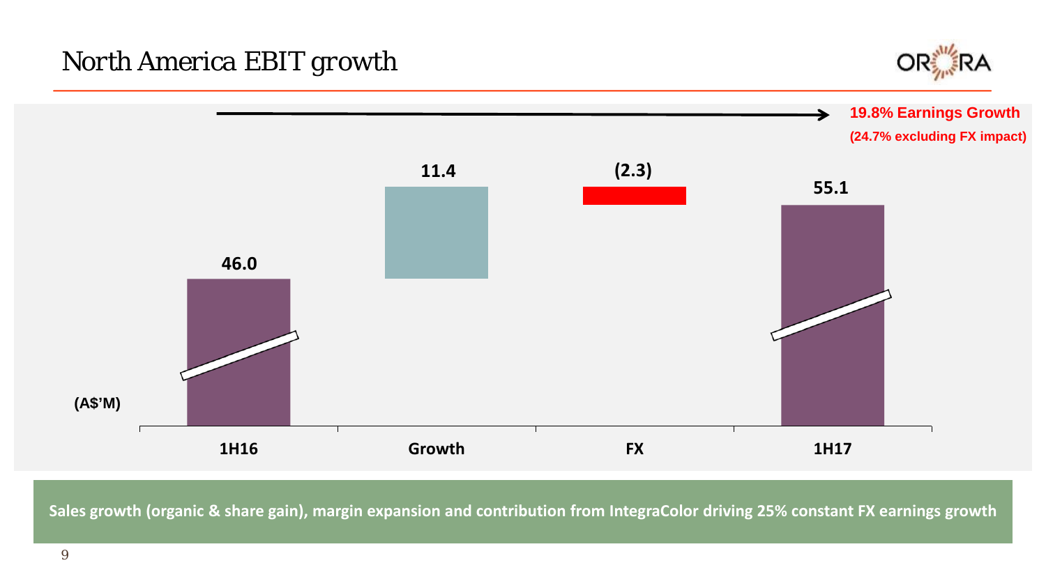# North America EBIT growth

**19.8% Earnings Growth**
**(24.7% excluding FX impact)**

(A$'M)

| 1H16 | Growth | FX | 1H17 |
|---|---|---|---|
| 46.0 | 11.4 | (2.3) | 55.1 |

**Sales growth (organic & share gain), margin expansion and contribution from IntegraColor driving 25% constant FX earnings growth**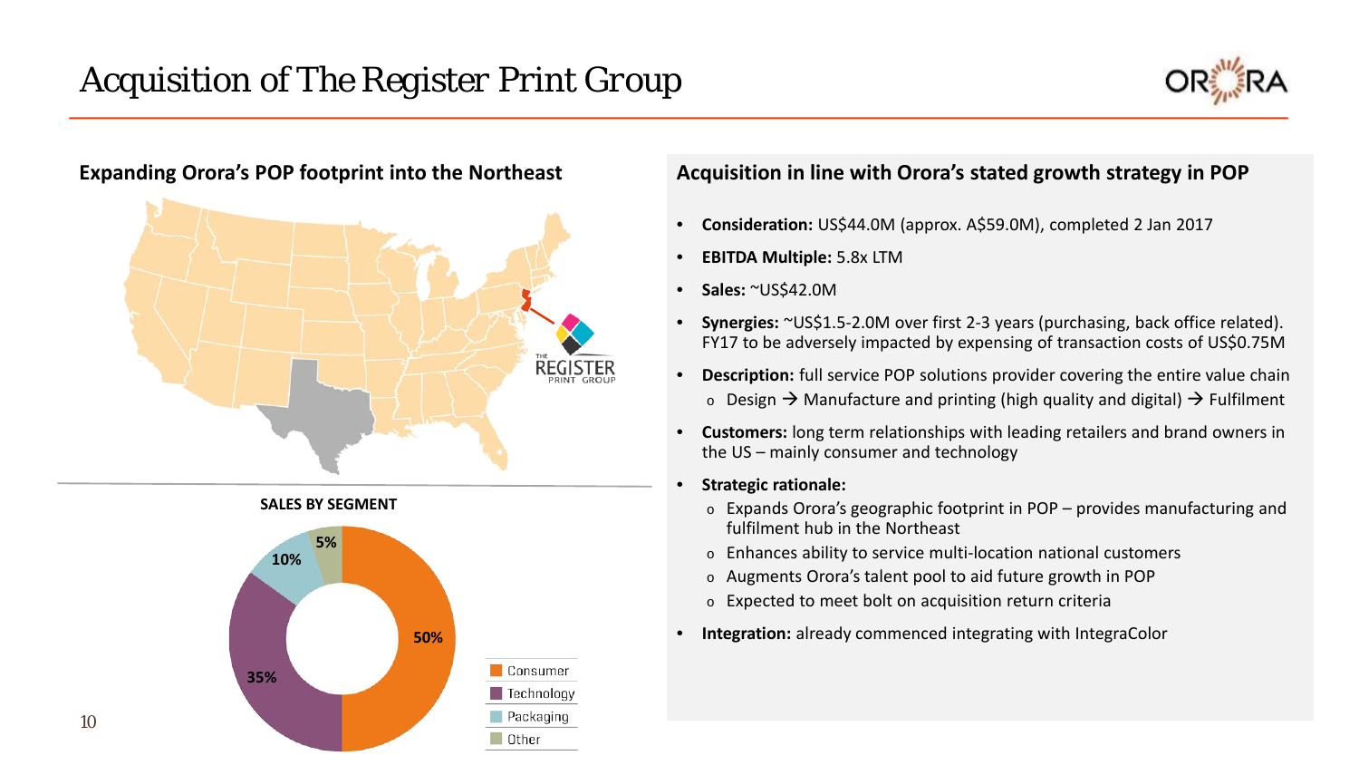# Acquisition of The Register Print Group

## Expanding Orora's POP footprint into the Northeast

THE REGISTER PRINT GROUP

**SALES BY SEGMENT**

| Segment | Share |
|---|---|
| Consumer | 50% |
| Technology | 35% |
| Packaging | 10% |
| Other | 5% |

## Acquisition in line with Orora's stated growth strategy in POP

- **Consideration:** US$44.0M (approx. A$59.0M), completed 2 Jan 2017
- **EBITDA Multiple:** 5.8x LTM
- **Sales:** ~US$42.0M
- **Synergies:** ~US$1.5-2.0M over first 2-3 years (purchasing, back office related). FY17 to be adversely impacted by expensing of transaction costs of US$0.75M
- **Description:** full service POP solutions provider covering the entire value chain
  - Design → Manufacture and printing (high quality and digital) → Fulfilment
- **Customers:** long term relationships with leading retailers and brand owners in the US – mainly consumer and technology
- **Strategic rationale:**
  - Expands Orora's geographic footprint in POP – provides manufacturing and fulfilment hub in the Northeast
  - Enhances ability to service multi-location national customers
  - Augments Orora's talent pool to aid future growth in POP
  - Expected to meet bolt on acquisition return criteria
- **Integration:** already commenced integrating with IntegraColor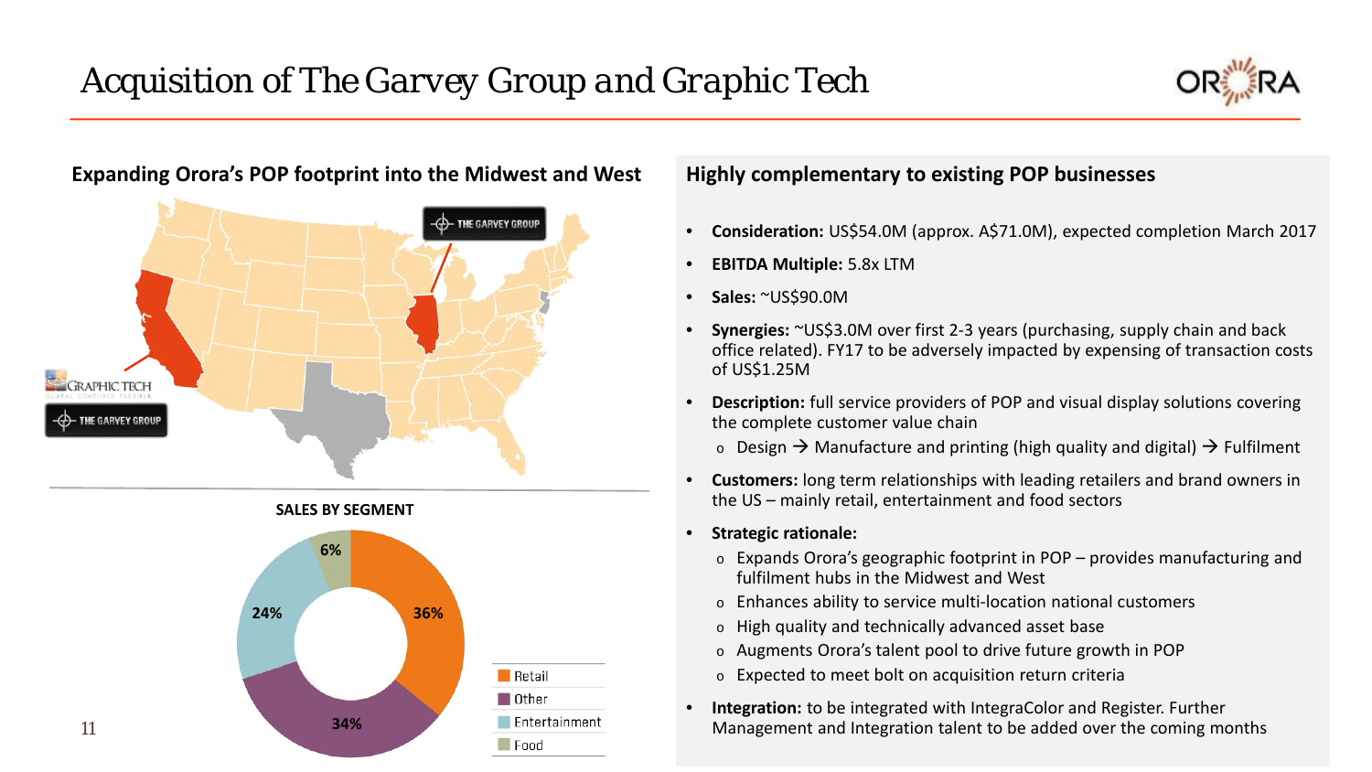# Acquisition of The Garvey Group and Graphic Tech

## Expanding Orora's POP footprint into the Midwest and West

THE GARVEY GROUP

GRAPHIC TECH

THE GARVEY GROUP

**SALES BY SEGMENT**

| Segment | Share |
|---|---|
| Retail | 36% |
| Other | 34% |
| Entertainment | 24% |
| Food | 6% |

## Highly complementary to existing POP businesses

- **Consideration:** US$54.0M (approx. A$71.0M), expected completion March 2017
- **EBITDA Multiple:** 5.8x LTM
- **Sales:** ~US$90.0M
- **Synergies:** ~US$3.0M over first 2-3 years (purchasing, supply chain and back office related). FY17 to be adversely impacted by expensing of transaction costs of US$1.25M
- **Description:** full service providers of POP and visual display solutions covering the complete customer value chain
  - Design → Manufacture and printing (high quality and digital) → Fulfilment
- **Customers:** long term relationships with leading retailers and brand owners in the US – mainly retail, entertainment and food sectors
- **Strategic rationale:**
  - Expands Orora's geographic footprint in POP – provides manufacturing and fulfilment hubs in the Midwest and West
  - Enhances ability to service multi-location national customers
  - High quality and technically advanced asset base
  - Augments Orora's talent pool to drive future growth in POP
  - Expected to meet bolt on acquisition return criteria
- **Integration:** to be integrated with IntegraColor and Register. Further Management and Integration talent to be added over the coming months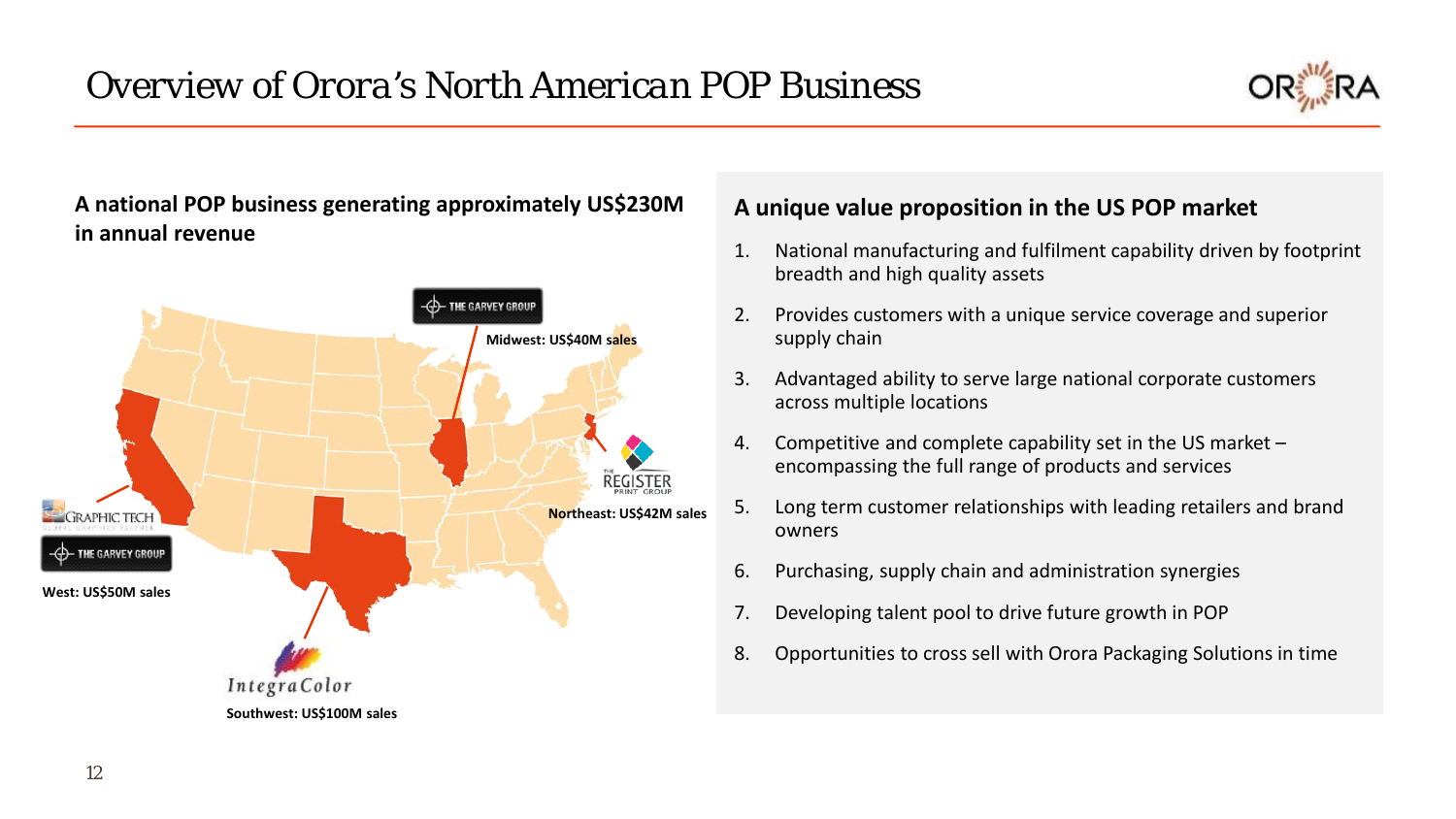# Overview of Orora's North American POP Business

**A national POP business generating approximately US$230M in annual revenue**

THE GARVEY GROUP

Midwest: US$40M sales

REGISTER PRINT GROUP

Northeast: US$42M sales

GRAPHIC TECH

THE GARVEY GROUP

West: US$50M sales

IntegraColor

Southwest: US$100M sales

## A unique value proposition in the US POP market

1. National manufacturing and fulfilment capability driven by footprint breadth and high quality assets
2. Provides customers with a unique service coverage and superior supply chain
3. Advantaged ability to serve large national corporate customers across multiple locations
4. Competitive and complete capability set in the US market – encompassing the full range of products and services
5. Long term customer relationships with leading retailers and brand owners
6. Purchasing, supply chain and administration synergies
7. Developing talent pool to drive future growth in POP
8. Opportunities to cross sell with Orora Packaging Solutions in time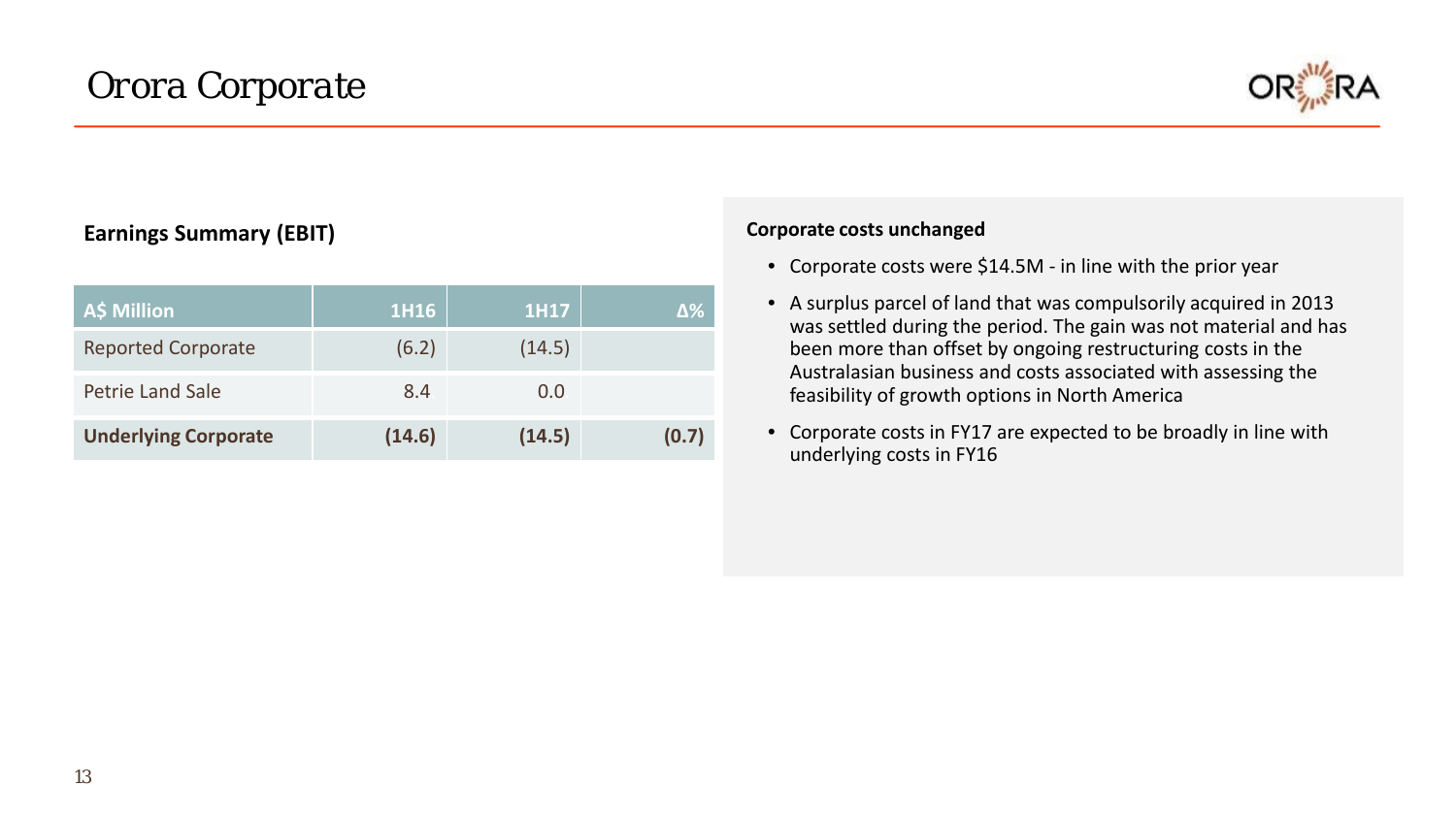# Orora Corporate

### Earnings Summary (EBIT)

| A$ Million | 1H16 | 1H17 | Δ% |
|---|---|---|---|
| Reported Corporate | (6.2) | (14.5) | |
| Petrie Land Sale | 8.4 | 0.0 | |
| **Underlying Corporate** | **(14.6)** | **(14.5)** | **(0.7)** |

**Corporate costs unchanged**

- Corporate costs were $14.5M - in line with the prior year
- A surplus parcel of land that was compulsorily acquired in 2013 was settled during the period. The gain was not material and has been more than offset by ongoing restructuring costs in the Australasian business and costs associated with assessing the feasibility of growth options in North America
- Corporate costs in FY17 are expected to be broadly in line with underlying costs in FY16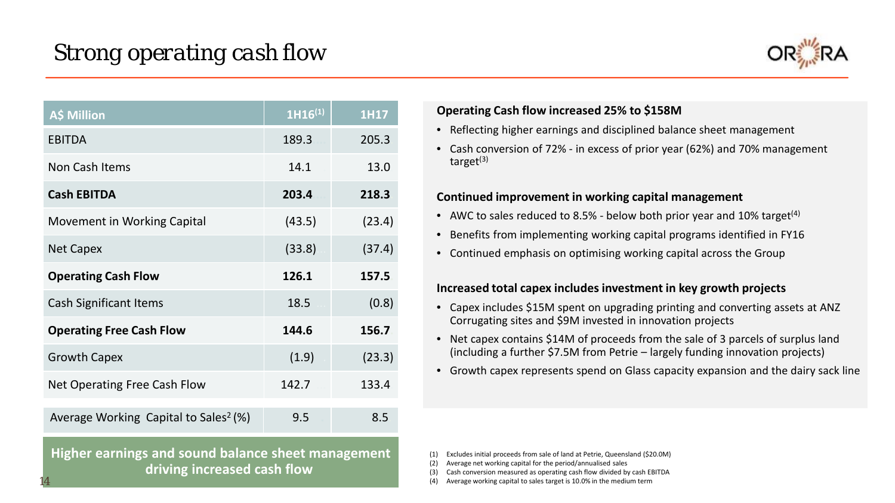# Strong operating cash flow

| A$ Million | 1H16[1] | 1H17 |
|---|---|---|
| EBITDA | 189.3 | 205.3 |
| Non Cash Items | 14.1 | 13.0 |
| **Cash EBITDA** | **203.4** | **218.3** |
| Movement in Working Capital | (43.5) | (23.4) |
| Net Capex | (33.8) | (37.4) |
| **Operating Cash Flow** | **126.1** | **157.5** |
| Cash Significant Items | 18.5 | (0.8) |
| **Operating Free Cash Flow** | **144.6** | **156.7** |
| Growth Capex | (1.9) | (23.3) |
| Net Operating Free Cash Flow | 142.7 | 133.4 |
| Average Working Capital to Sales[2] (%) | 9.5 | 8.5 |

**Higher earnings and sound balance sheet management driving increased cash flow**

**Operating Cash flow increased 25% to $158M**

- Reflecting higher earnings and disciplined balance sheet management
- Cash conversion of 72% - in excess of prior year (62%) and 70% management target[3]

**Continued improvement in working capital management**

- AWC to sales reduced to 8.5% - below both prior year and 10% target[4]
- Benefits from implementing working capital programs identified in FY16
- Continued emphasis on optimising working capital across the Group

**Increased total capex includes investment in key growth projects**

- Capex includes $15M spent on upgrading printing and converting assets at ANZ Corrugating sites and $9M invested in innovation projects
- Net capex contains $14M of proceeds from the sale of 3 parcels of surplus land (including a further $7.5M from Petrie – largely funding innovation projects)
- Growth capex represents spend on Glass capacity expansion and the dairy sack line

(1) Excludes initial proceeds from sale of land at Petrie, Queensland ($20.0M)
(2) Average net working capital for the period/annualised sales
(3) Cash conversion measured as operating cash flow divided by cash EBITDA
(4) Average working capital to sales target is 10.0% in the medium term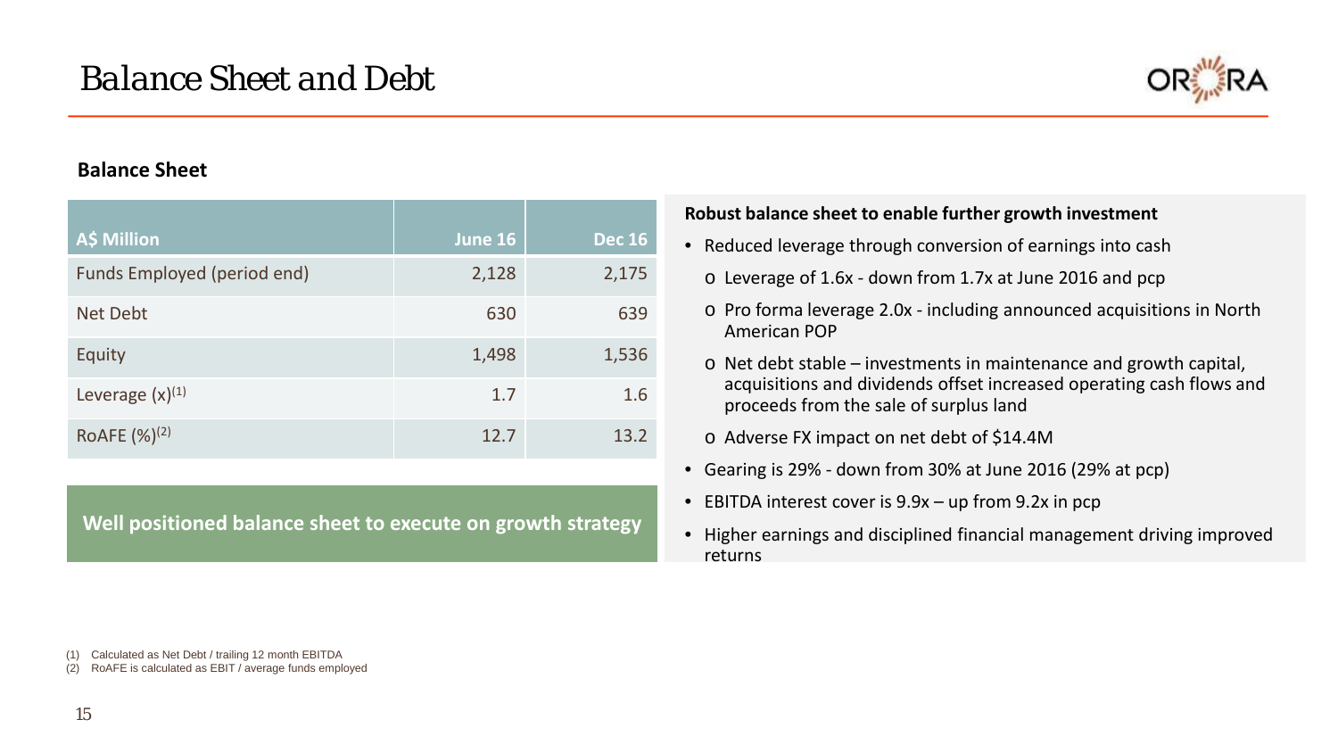# Balance Sheet and Debt

### Balance Sheet

| A$ Million | June 16 | Dec 16 |
|---|---|---|
| Funds Employed (period end) | 2,128 | 2,175 |
| Net Debt | 630 | 639 |
| Equity | 1,498 | 1,536 |
| Leverage (x)[1] | 1.7 | 1.6 |
| RoAFE (%)[2] | 12.7 | 13.2 |

**Well positioned balance sheet to execute on growth strategy**

**Robust balance sheet to enable further growth investment**

- Reduced leverage through conversion of earnings into cash
  - Leverage of 1.6x - down from 1.7x at June 2016 and pcp
  - Pro forma leverage 2.0x - including announced acquisitions in North American POP
  - Net debt stable – investments in maintenance and growth capital, acquisitions and dividends offset increased operating cash flows and proceeds from the sale of surplus land
  - Adverse FX impact on net debt of $14.4M
- Gearing is 29% - down from 30% at June 2016 (29% at pcp)
- EBITDA interest cover is 9.9x – up from 9.2x in pcp
- Higher earnings and disciplined financial management driving improved returns

(1) Calculated as Net Debt / trailing 12 month EBITDA
(2) RoAFE is calculated as EBIT / average funds employed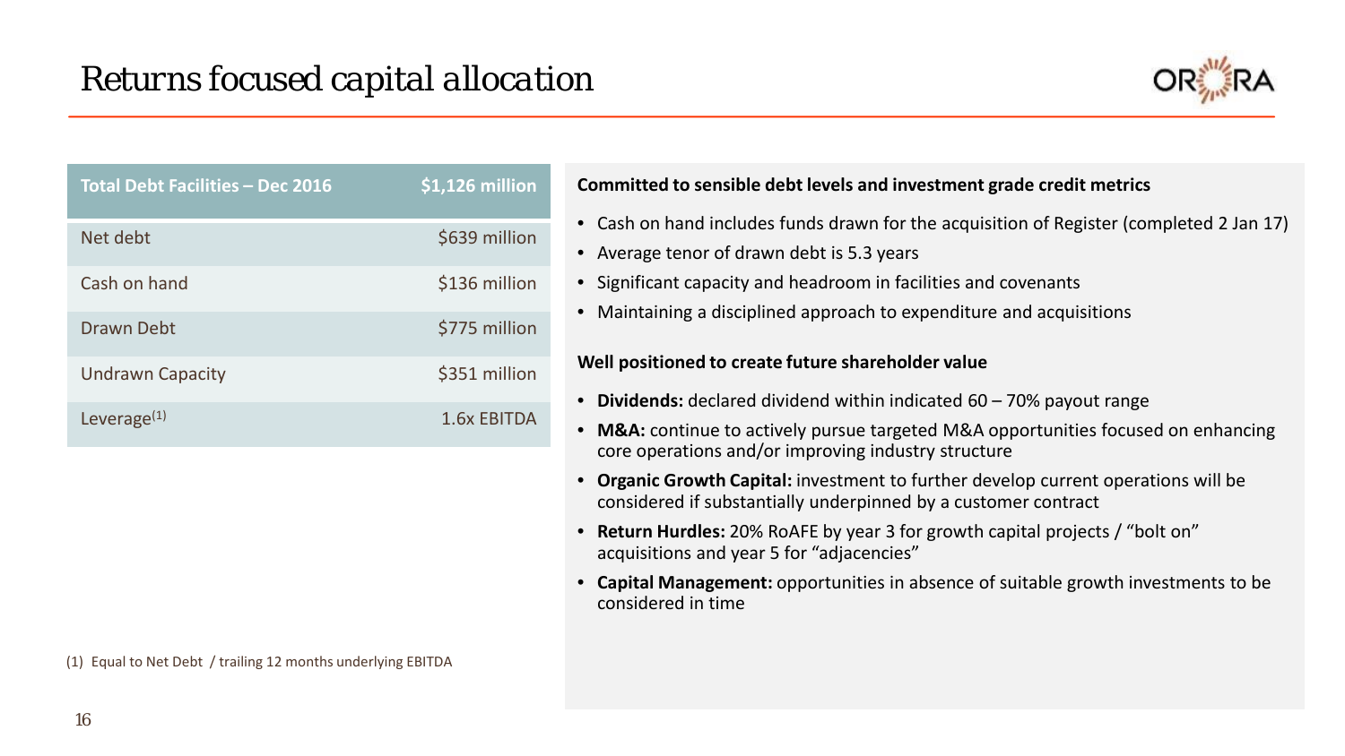# Returns focused capital allocation

| Total Debt Facilities – Dec 2016 | $1,126 million |
|---|---|
| Net debt | $639 million |
| Cash on hand | $136 million |
| Drawn Debt | $775 million |
| Undrawn Capacity | $351 million |
| Leverage[1] | 1.6x EBITDA |

(1) Equal to Net Debt / trailing 12 months underlying EBITDA

**Committed to sensible debt levels and investment grade credit metrics**

- Cash on hand includes funds drawn for the acquisition of Register (completed 2 Jan 17)
- Average tenor of drawn debt is 5.3 years
- Significant capacity and headroom in facilities and covenants
- Maintaining a disciplined approach to expenditure and acquisitions

**Well positioned to create future shareholder value**

- **Dividends:** declared dividend within indicated 60 – 70% payout range
- **M&A:** continue to actively pursue targeted M&A opportunities focused on enhancing core operations and/or improving industry structure
- **Organic Growth Capital:** investment to further develop current operations will be considered if substantially underpinned by a customer contract
- **Return Hurdles:** 20% RoAFE by year 3 for growth capital projects / "bolt on" acquisitions and year 5 for "adjacencies"
- **Capital Management:** opportunities in absence of suitable growth investments to be considered in time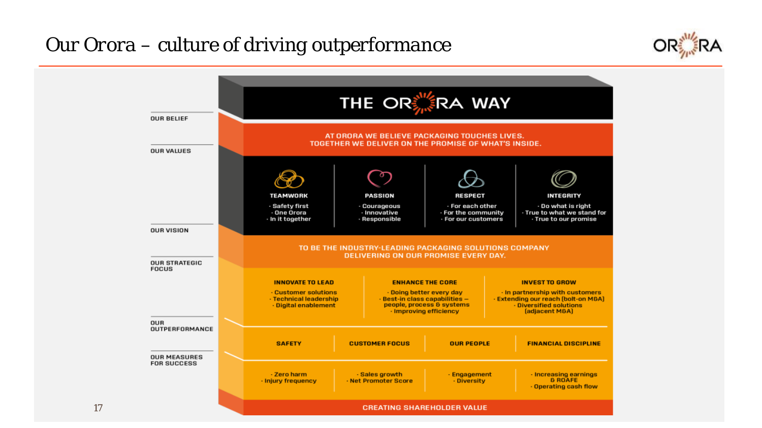# Our Orora – culture of driving outperformance

## THE ORORA WAY

**OUR BELIEF**

AT ORORA WE BELIEVE PACKAGING TOUCHES LIVES.
TOGETHER WE DELIVER ON THE PROMISE OF WHAT'S INSIDE.

**OUR VALUES**

| TEAMWORK | PASSION | RESPECT | INTEGRITY |
|---|---|---|---|
| · Safety first<br>· One Orora<br>· In it together | · Courageous<br>· Innovative<br>· Responsible | · For each other<br>· For the community<br>· For our customers | · Do what is right<br>· True to what we stand for<br>· True to our promise |

**OUR VISION**

TO BE THE INDUSTRY-LEADING PACKAGING SOLUTIONS COMPANY
DELIVERING ON OUR PROMISE EVERY DAY.

**OUR STRATEGIC FOCUS**

| INNOVATE TO LEAD | ENHANCE THE CORE | INVEST TO GROW |
|---|---|---|
| · Customer solutions<br>· Technical leadership<br>· Digital enablement | · Doing better every day<br>· Best-in class capabilities – people, process & systems<br>· Improving efficiency | · In partnership with customers<br>· Extending our reach (bolt-on M&A)<br>· Diversified solutions (adjacent M&A) |

**OUR OUTPERFORMANCE** / **OUR MEASURES FOR SUCCESS**

| SAFETY | CUSTOMER FOCUS | OUR PEOPLE | FINANCIAL DISCIPLINE |
|---|---|---|---|
| · Zero harm<br>· Injury frequency | · Sales growth<br>· Net Promoter Score | · Engagement<br>· Diversity | · Increasing earnings & ROAFE<br>· Operating cash flow |

CREATING SHAREHOLDER VALUE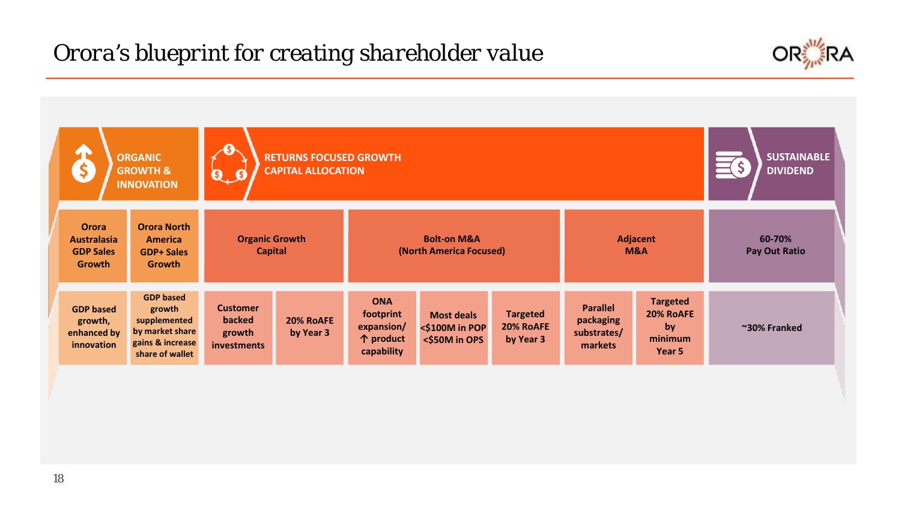# Orora's blueprint for creating shareholder value

| ORGANIC GROWTH & INNOVATION | | RETURNS FOCUSED GROWTH CAPITAL ALLOCATION | | | | | | | | SUSTAINABLE DIVIDEND |
|---|---|---|---|---|---|---|---|---|---|---|
| Orora Australasia GDP Sales Growth | Orora North America GDP+ Sales Growth | Organic Growth Capital | | Bolt-on M&A (North America Focused) | | | Adjacent M&A | | | 60-70% Pay Out Ratio |
| GDP based growth, enhanced by innovation | GDP based growth supplemented by market share gains & increase share of wallet | Customer backed growth investments | 20% RoAFE by Year 3 | ONA footprint expansion/ ↑ product capability | Most deals <$100M in POP <$50M in OPS | Targeted 20% RoAFE by Year 3 | Parallel packaging substrates/ markets | Targeted 20% RoAFE by minimum Year 5 | | ~30% Franked |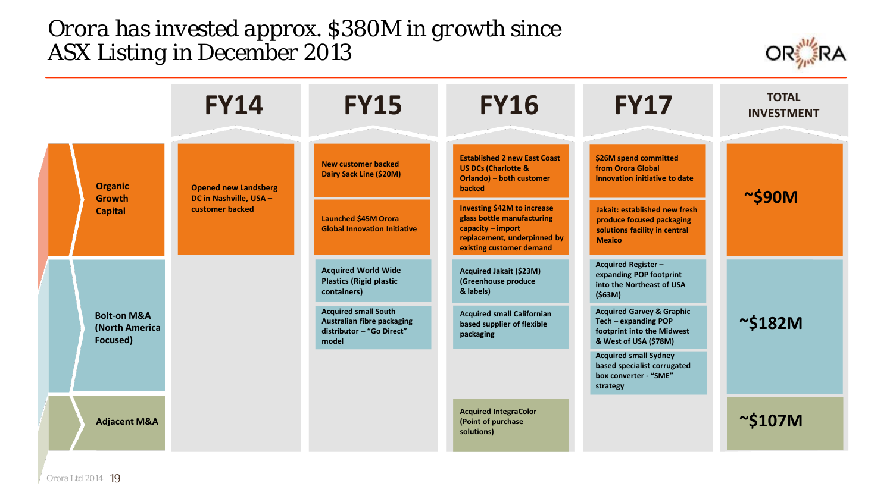# Orora has invested approx. $380M in growth since ASX Listing in December 2013

| | FY14 | FY15 | FY16 | FY17 | TOTAL INVESTMENT |
|---|---|---|---|---|---|
| **Organic Growth Capital** | Opened new Landsberg DC in Nashville, USA – customer backed | New customer backed Dairy Sack Line ($20M)<br><br>Launched $45M Orora Global Innovation Initiative | Established 2 new East Coast US DCs (Charlotte & Orlando) – both customer backed<br><br>Investing $42M to increase glass bottle manufacturing capacity – import replacement, underpinned by existing customer demand | $26M spend committed from Orora Global Innovation initiative to date<br><br>Jakait: established new fresh produce focused packaging solutions facility in central Mexico | ~$90M |
| **Bolt-on M&A (North America Focused)** | | Acquired World Wide Plastics (Rigid plastic containers)<br><br>Acquired small South Australian fibre packaging distributor – "Go Direct" model | Acquired Jakait ($23M) (Greenhouse produce & labels)<br><br>Acquired small Californian based supplier of flexible packaging | Acquired Register – expanding POP footprint into the Northeast of USA ($63M)<br><br>Acquired Garvey & Graphic Tech – expanding POP footprint into the Midwest & West of USA ($78M)<br><br>Acquired small Sydney based specialist corrugated box converter - "SME" strategy | ~$182M |
| **Adjacent M&A** | | | Acquired IntegraColor (Point of purchase solutions) | | ~$107M |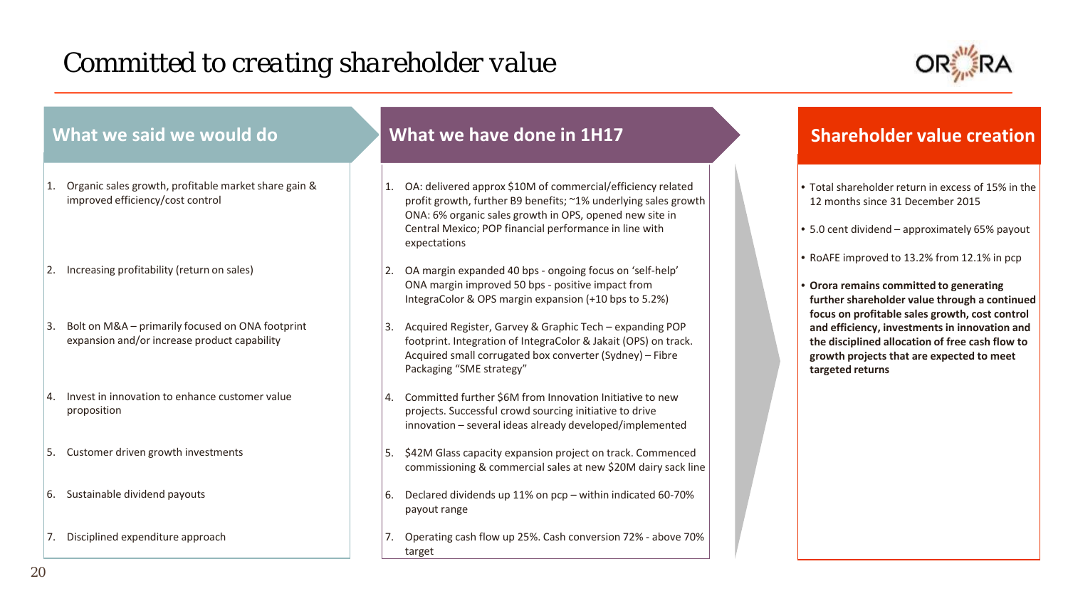# Committed to creating shareholder value

| What we said we would do | What we have done in 1H17 |
| --- | --- |
| 1. Organic sales growth, profitable market share gain & improved efficiency/cost control | 1. OA: delivered approx $10M of commercial/efficiency related profit growth, further B9 benefits; ~1% underlying sales growth ONA: 6% organic sales growth in OPS, opened new site in Central Mexico; POP financial performance in line with expectations |
| 2. Increasing profitability (return on sales) | 2. OA margin expanded 40 bps - ongoing focus on 'self-help' ONA margin improved 50 bps - positive impact from IntegraColor & OPS margin expansion (+10 bps to 5.2%) |
| 3. Bolt on M&A – primarily focused on ONA footprint expansion and/or increase product capability | 3. Acquired Register, Garvey & Graphic Tech – expanding POP footprint. Integration of IntegraColor & Jakait (OPS) on track. Acquired small corrugated box converter (Sydney) – Fibre Packaging "SME strategy" |
| 4. Invest in innovation to enhance customer value proposition | 4. Committed further $6M from Innovation Initiative to new projects. Successful crowd sourcing initiative to drive innovation – several ideas already developed/implemented |
| 5. Customer driven growth investments | 5. $42M Glass capacity expansion project on track. Commenced commissioning & commercial sales at new $20M dairy sack line |
| 6. Sustainable dividend payouts | 6. Declared dividends up 11% on pcp – within indicated 60-70% payout range |
| 7. Disciplined expenditure approach | 7. Operating cash flow up 25%. Cash conversion 72% - above 70% target |

## Shareholder value creation

- Total shareholder return in excess of 15% in the 12 months since 31 December 2015
- 5.0 cent dividend – approximately 65% payout
- RoAFE improved to 13.2% from 12.1% in pcp
- **Orora remains committed to generating further shareholder value through a continued focus on profitable sales growth, cost control and efficiency, investments in innovation and the disciplined allocation of free cash flow to growth projects that are expected to meet targeted returns**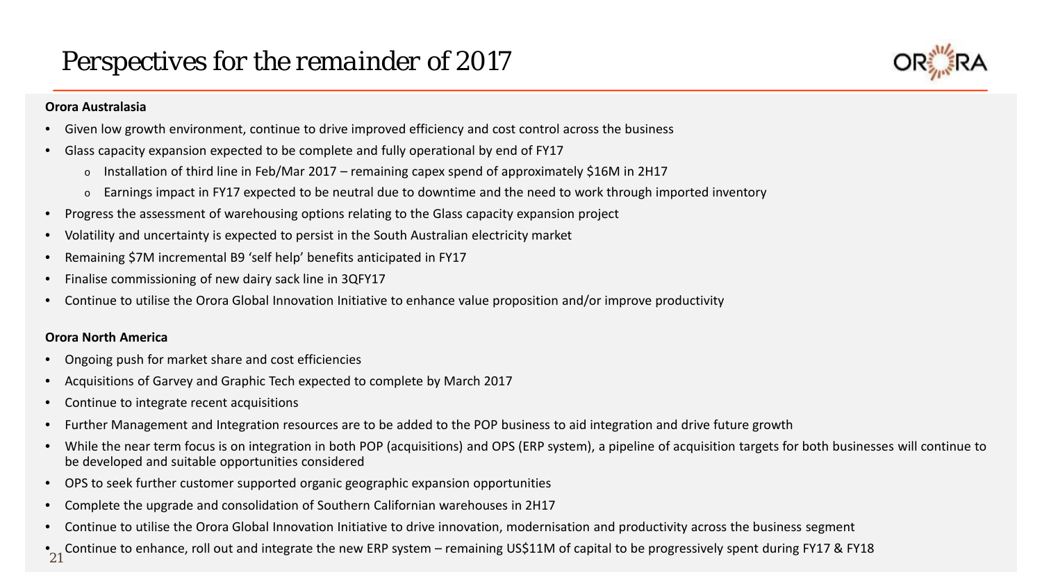# Perspectives for the remainder of 2017

**Orora Australasia**

- Given low growth environment, continue to drive improved efficiency and cost control across the business
- Glass capacity expansion expected to be complete and fully operational by end of FY17
  - Installation of third line in Feb/Mar 2017 – remaining capex spend of approximately $16M in 2H17
  - Earnings impact in FY17 expected to be neutral due to downtime and the need to work through imported inventory
- Progress the assessment of warehousing options relating to the Glass capacity expansion project
- Volatility and uncertainty is expected to persist in the South Australian electricity market
- Remaining $7M incremental B9 'self help' benefits anticipated in FY17
- Finalise commissioning of new dairy sack line in 3QFY17
- Continue to utilise the Orora Global Innovation Initiative to enhance value proposition and/or improve productivity

**Orora North America**

- Ongoing push for market share and cost efficiencies
- Acquisitions of Garvey and Graphic Tech expected to complete by March 2017
- Continue to integrate recent acquisitions
- Further Management and Integration resources are to be added to the POP business to aid integration and drive future growth
- While the near term focus is on integration in both POP (acquisitions) and OPS (ERP system), a pipeline of acquisition targets for both businesses will continue to be developed and suitable opportunities considered
- OPS to seek further customer supported organic geographic expansion opportunities
- Complete the upgrade and consolidation of Southern Californian warehouses in 2H17
- Continue to utilise the Orora Global Innovation Initiative to drive innovation, modernisation and productivity across the business segment
- Continue to enhance, roll out and integrate the new ERP system – remaining US$11M of capital to be progressively spent during FY17 & FY18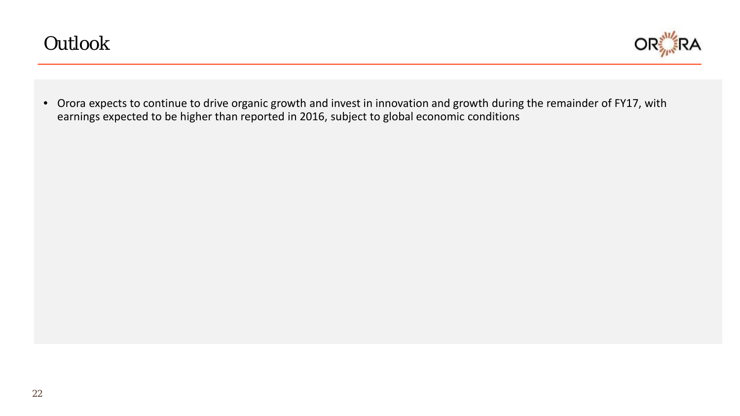# Outlook

- Orora expects to continue to drive organic growth and invest in innovation and growth during the remainder of FY17, with earnings expected to be higher than reported in 2016, subject to global economic conditions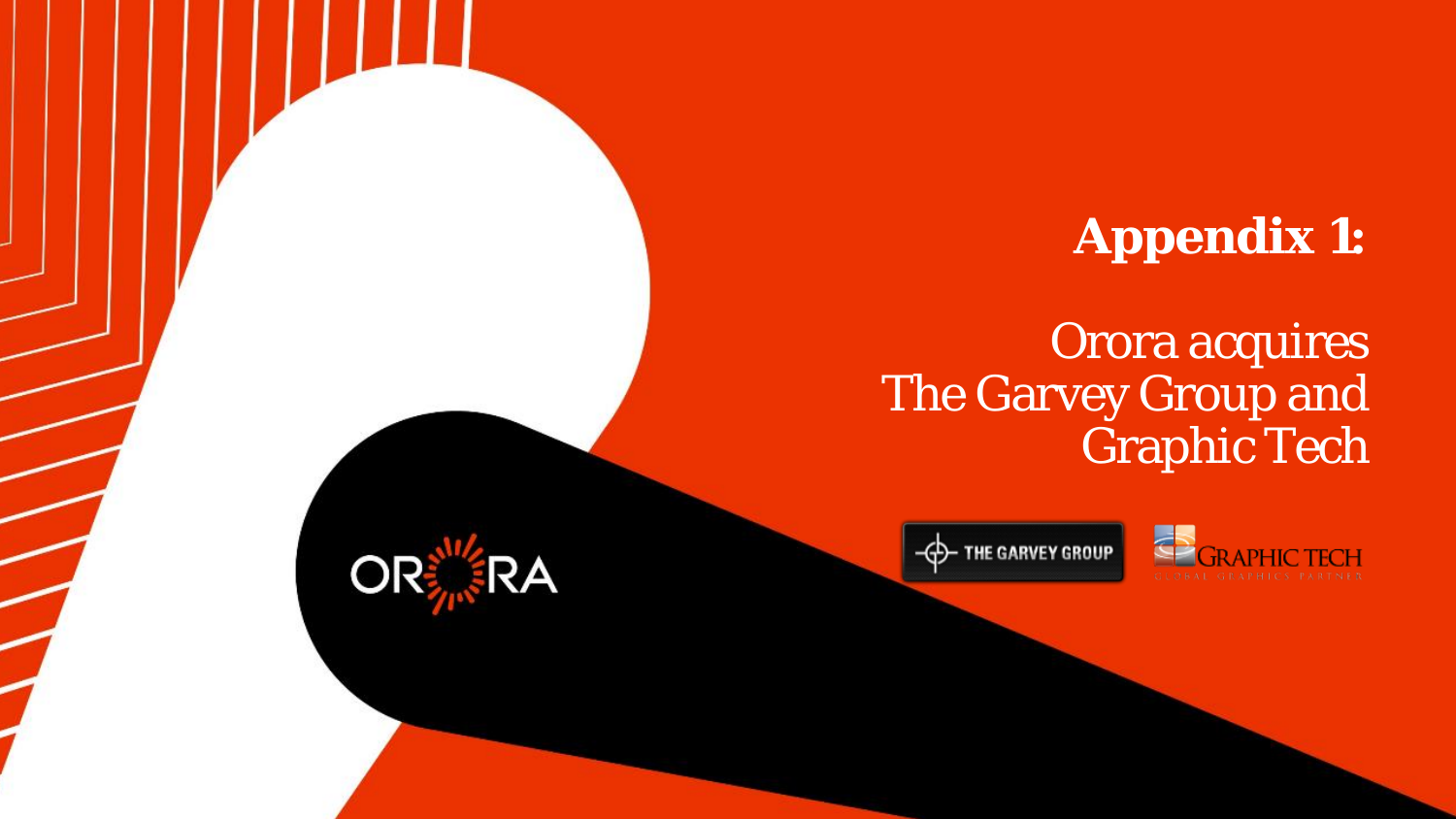# Appendix 1:

## Orora acquires The Garvey Group and Graphic Tech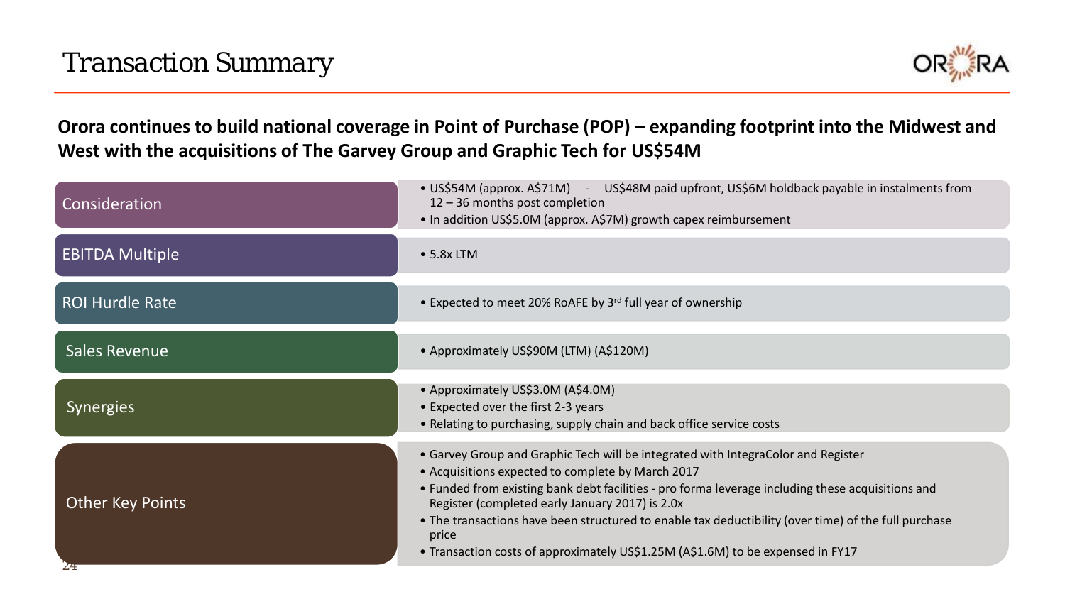# Transaction Summary

**Orora continues to build national coverage in Point of Purchase (POP) – expanding footprint into the Midwest and West with the acquisitions of The Garvey Group and Graphic Tech for US$54M**

| | |
|---|---|
| Consideration | • US$54M (approx. A$71M) - US$48M paid upfront, US$6M holdback payable in instalments from 12 – 36 months post completion<br>• In addition US$5.0M (approx. A$7M) growth capex reimbursement |
| EBITDA Multiple | • 5.8x LTM |
| ROI Hurdle Rate | • Expected to meet 20% RoAFE by 3rd full year of ownership |
| Sales Revenue | • Approximately US$90M (LTM) (A$120M) |
| Synergies | • Approximately US$3.0M (A$4.0M)<br>• Expected over the first 2-3 years<br>• Relating to purchasing, supply chain and back office service costs |
| Other Key Points | • Garvey Group and Graphic Tech will be integrated with IntegraColor and Register<br>• Acquisitions expected to complete by March 2017<br>• Funded from existing bank debt facilities - pro forma leverage including these acquisitions and Register (completed early January 2017) is 2.0x<br>• The transactions have been structured to enable tax deductibility (over time) of the full purchase price<br>• Transaction costs of approximately US$1.25M (A$1.6M) to be expensed in FY17 |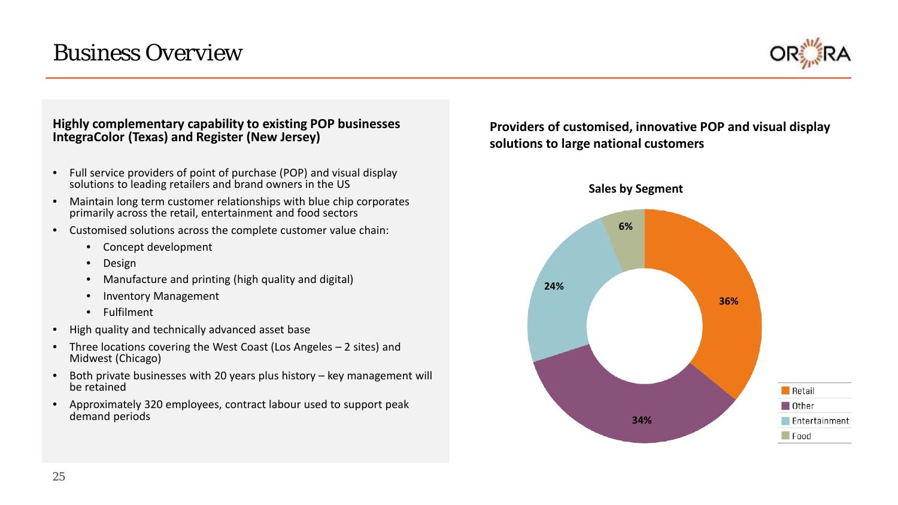# Business Overview

**Highly complementary capability to existing POP businesses IntegraColor (Texas) and Register (New Jersey)**

- Full service providers of point of purchase (POP) and visual display solutions to leading retailers and brand owners in the US
- Maintain long term customer relationships with blue chip corporates primarily across the retail, entertainment and food sectors
- Customised solutions across the complete customer value chain:
  - Concept development
  - Design
  - Manufacture and printing (high quality and digital)
  - Inventory Management
  - Fulfilment
- High quality and technically advanced asset base
- Three locations covering the West Coast (Los Angeles – 2 sites) and Midwest (Chicago)
- Both private businesses with 20 years plus history – key management will be retained
- Approximately 320 employees, contract labour used to support peak demand periods

**Providers of customised, innovative POP and visual display solutions to large national customers**

**Sales by Segment**

| Segment | Share |
|---|---|
| Retail | 36% |
| Other | 34% |
| Entertainment | 24% |
| Food | 6% |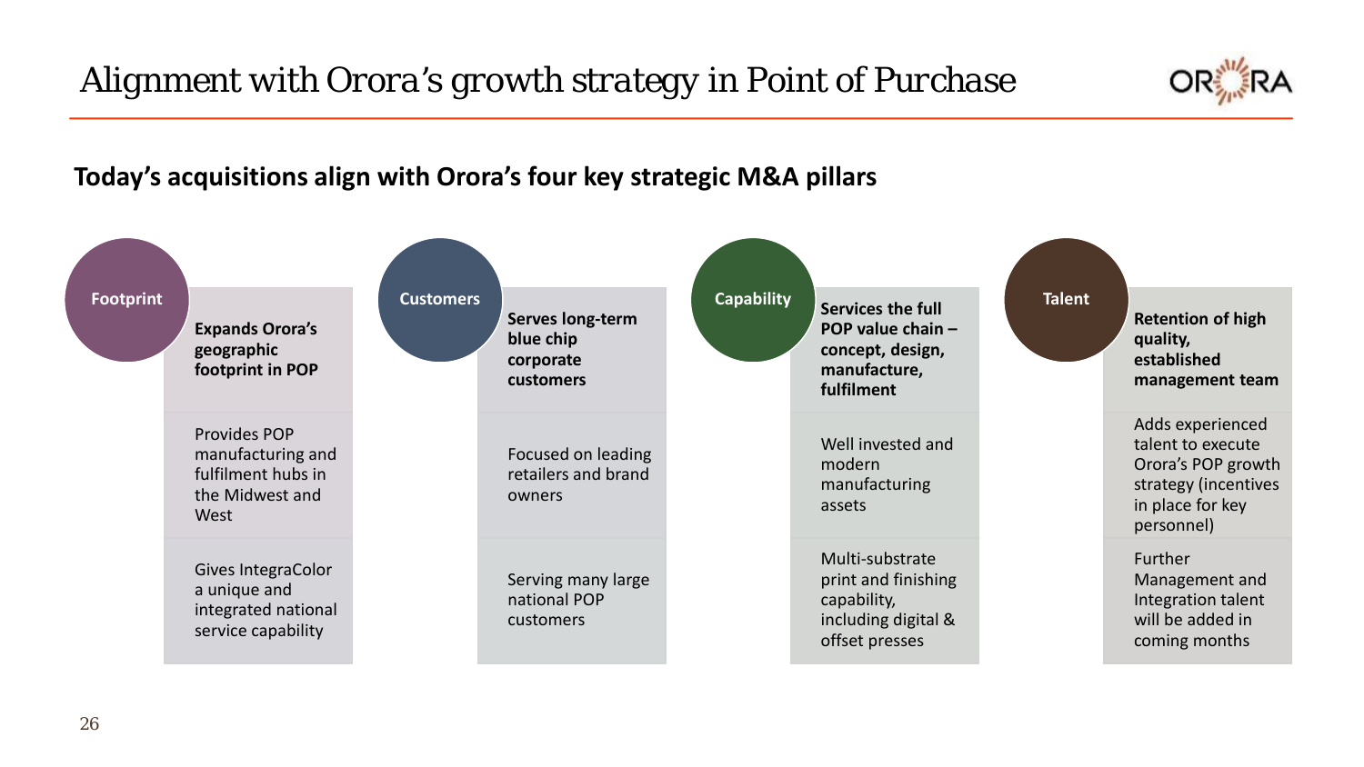# Alignment with Orora's growth strategy in Point of Purchase

**Today's acquisitions align with Orora's four key strategic M&A pillars**

### Footprint

**Expands Orora's geographic footprint in POP**

- Provides POP manufacturing and fulfilment hubs in the Midwest and West
- Gives IntegraColor a unique and integrated national service capability

### Customers

**Serves long-term blue chip corporate customers**

- Focused on leading retailers and brand owners
- Serving many large national POP customers

### Capability

**Services the full POP value chain – concept, design, manufacture, fulfilment**

- Well invested and modern manufacturing assets
- Multi-substrate print and finishing capability, including digital & offset presses

### Talent

**Retention of high quality, established management team**

- Adds experienced talent to execute Orora's POP growth strategy (incentives in place for key personnel)
- Further Management and Integration talent will be added in coming months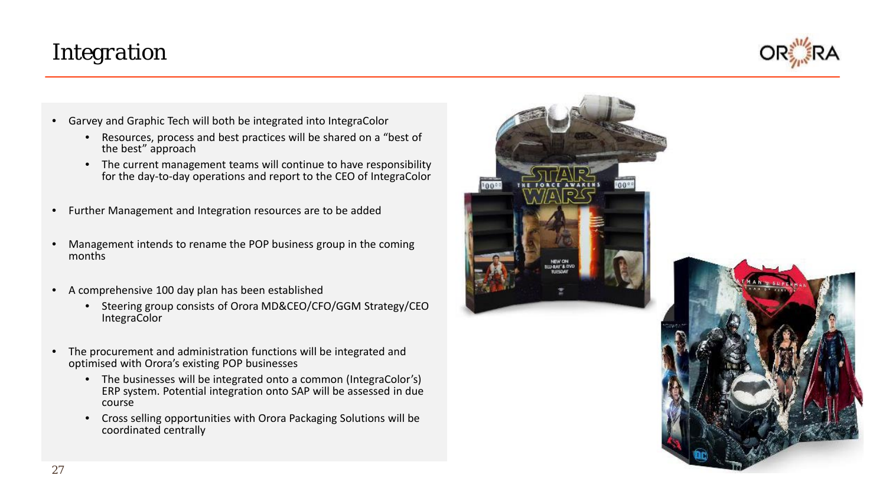# Integration

- Garvey and Graphic Tech will both be integrated into IntegraColor
  - Resources, process and best practices will be shared on a "best of the best" approach
  - The current management teams will continue to have responsibility for the day-to-day operations and report to the CEO of IntegraColor
- Further Management and Integration resources are to be added
- Management intends to rename the POP business group in the coming months
- A comprehensive 100 day plan has been established
  - Steering group consists of Orora MD&CEO/CFO/GGM Strategy/CEO IntegraColor
- The procurement and administration functions will be integrated and optimised with Orora's existing POP businesses
  - The businesses will be integrated onto a common (IntegraColor's) ERP system. Potential integration onto SAP will be assessed in due course
  - Cross selling opportunities with Orora Packaging Solutions will be coordinated centrally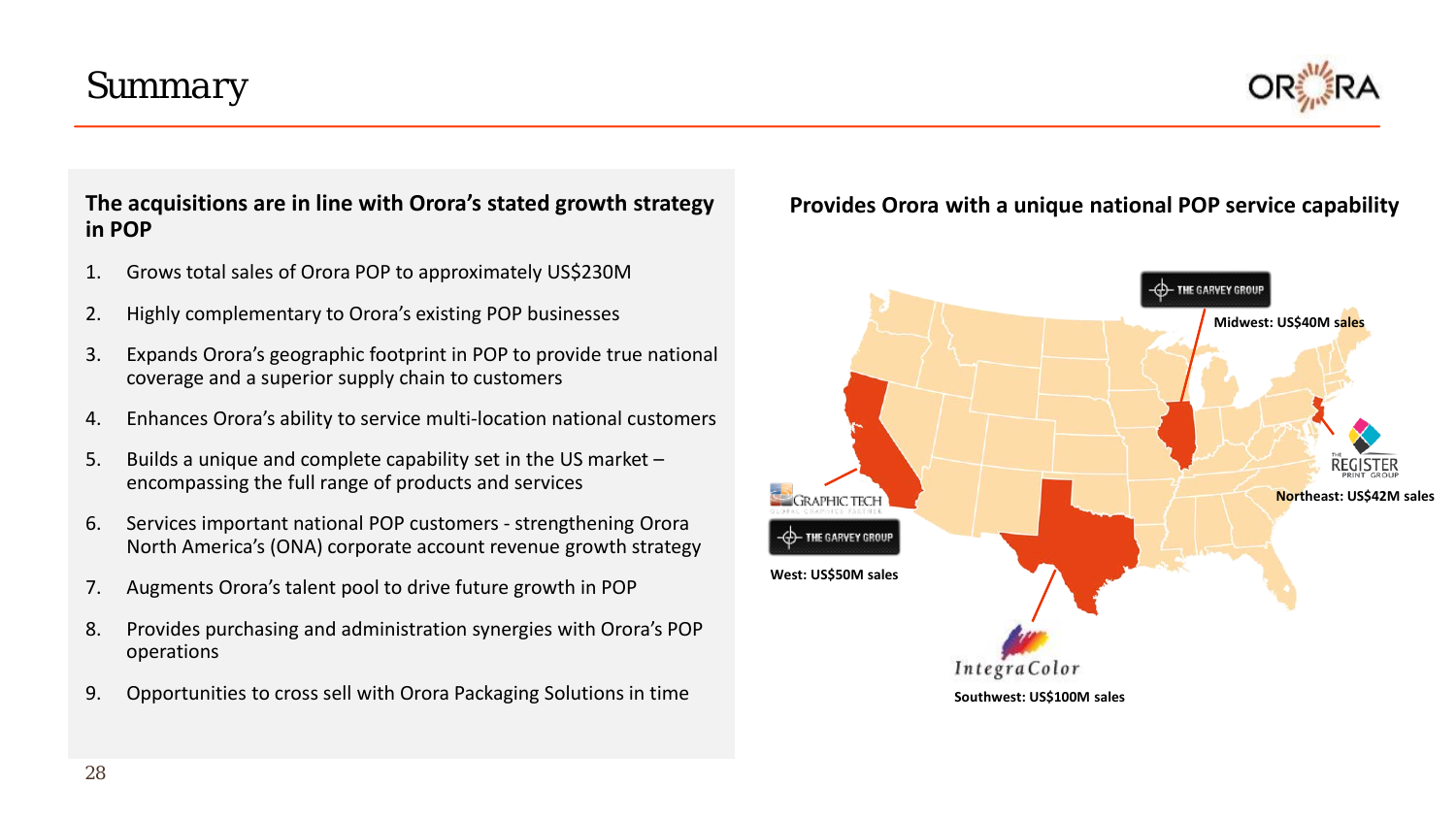# Summary

**The acquisitions are in line with Orora's stated growth strategy in POP**

1. Grows total sales of Orora POP to approximately US$230M
2. Highly complementary to Orora's existing POP businesses
3. Expands Orora's geographic footprint in POP to provide true national coverage and a superior supply chain to customers
4. Enhances Orora's ability to service multi-location national customers
5. Builds a unique and complete capability set in the US market – encompassing the full range of products and services
6. Services important national POP customers - strengthening Orora North America's (ONA) corporate account revenue growth strategy
7. Augments Orora's talent pool to drive future growth in POP
8. Provides purchasing and administration synergies with Orora's POP operations
9. Opportunities to cross sell with Orora Packaging Solutions in time

**Provides Orora with a unique national POP service capability**

THE GARVEY GROUP
Midwest: US$40M sales

THE REGISTER PRINT GROUP
Northeast: US$42M sales

GRAPHIC TECH
THE GARVEY GROUP
West: US$50M sales

IntegraColor
Southwest: US$100M sales